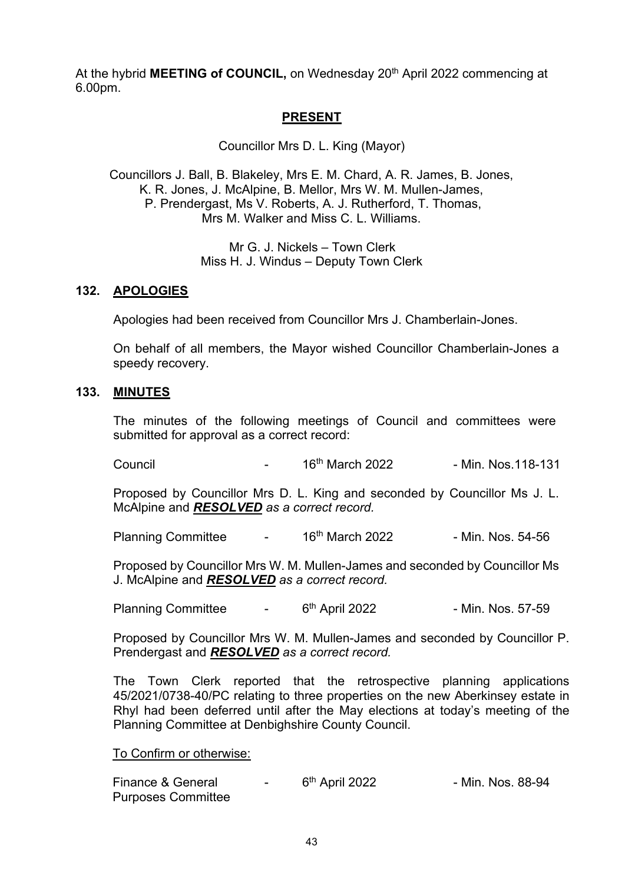At the hybrid **MEETING of COUNCIL,** on Wednesday 20th April 2022 commencing at 6.00pm.

## PRESENT

Councillor Mrs D. L. King (Mayor)

Councillors J. Ball, B. Blakeley, Mrs E. M. Chard, A. R. James, B. Jones, K. R. Jones, J. McAlpine, B. Mellor, Mrs W. M. Mullen-James, P. Prendergast, Ms V. Roberts, A. J. Rutherford, T. Thomas, Mrs M. Walker and Miss C. L. Williams.

Mr G. J. Nickels – Town Clerk
Miss H. J. Windus – Deputy Town Clerk

### 132. APOLOGIES

Apologies had been received from Councillor Mrs J. Chamberlain-Jones.

On behalf of all members, the Mayor wished Councillor Chamberlain-Jones a speedy recovery.

### 133. MINUTES

The minutes of the following meetings of Council and committees were submitted for approval as a correct record:

Council - 16th March 2022 - Min. Nos.118-131

Proposed by Councillor Mrs D. L. King and seconded by Councillor Ms J. L. McAlpine and ***RESOLVED*** *as a correct record.*

Planning Committee - 16th March 2022 - Min. Nos. 54-56

Proposed by Councillor Mrs W. M. Mullen-James and seconded by Councillor Ms J. McAlpine and ***RESOLVED*** *as a correct record.*

Planning Committee - 6th April 2022 - Min. Nos. 57-59

Proposed by Councillor Mrs W. M. Mullen-James and seconded by Councillor P. Prendergast and ***RESOLVED*** *as a correct record.*

The Town Clerk reported that the retrospective planning applications 45/2021/0738-40/PC relating to three properties on the new Aberkinsey estate in Rhyl had been deferred until after the May elections at today's meeting of the Planning Committee at Denbighshire County Council.

To Confirm or otherwise:

Finance & General Purposes Committee - 6th April 2022 - Min. Nos. 88-94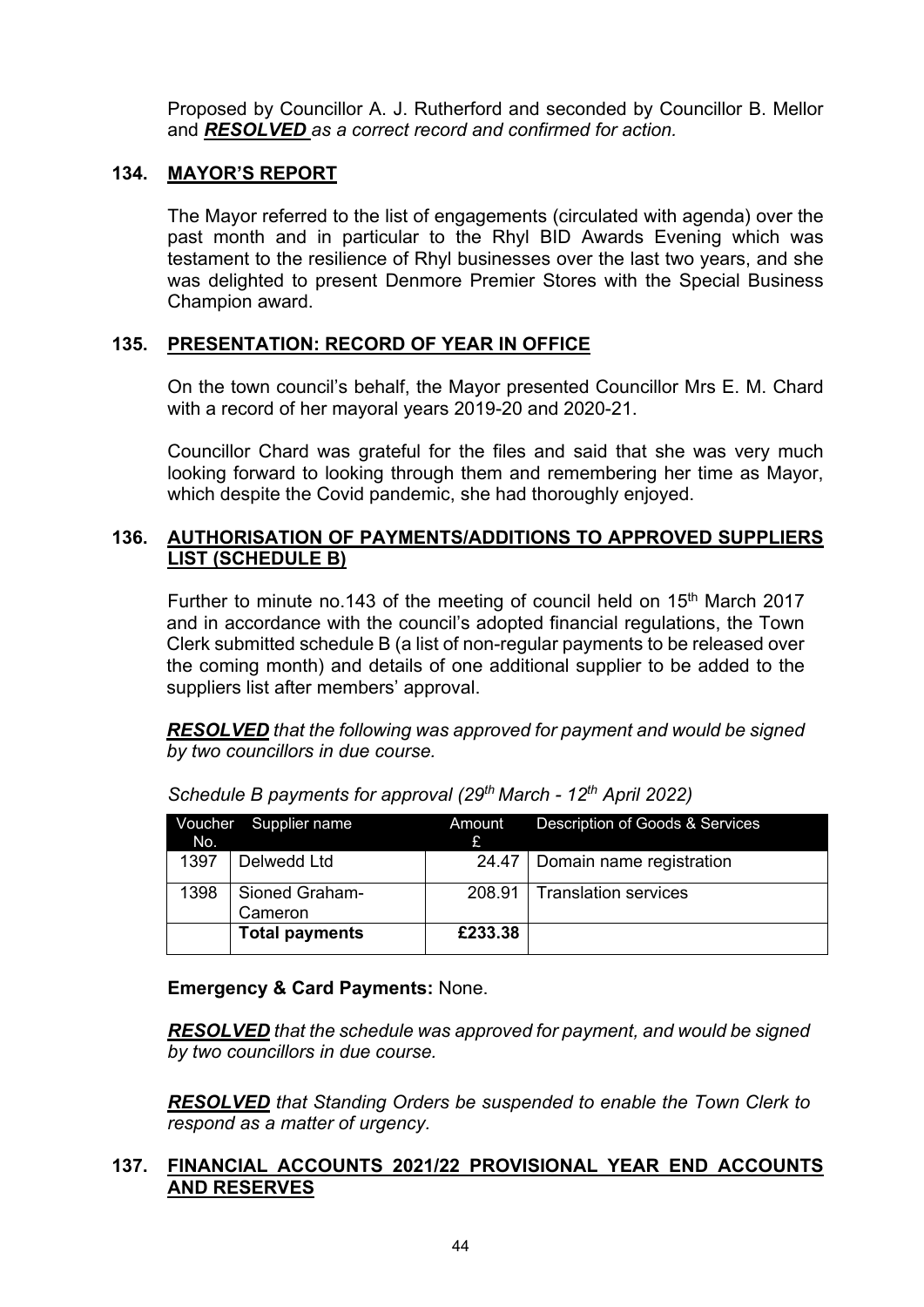Proposed by Councillor A. J. Rutherford and seconded by Councillor B. Mellor and ***RESOLVED*** *as a correct record and confirmed for action.*

### 134. MAYOR'S REPORT

The Mayor referred to the list of engagements (circulated with agenda) over the past month and in particular to the Rhyl BID Awards Evening which was testament to the resilience of Rhyl businesses over the last two years, and she was delighted to present Denmore Premier Stores with the Special Business Champion award.

### 135. PRESENTATION: RECORD OF YEAR IN OFFICE

On the town council's behalf, the Mayor presented Councillor Mrs E. M. Chard with a record of her mayoral years 2019-20 and 2020-21.

Councillor Chard was grateful for the files and said that she was very much looking forward to looking through them and remembering her time as Mayor, which despite the Covid pandemic, she had thoroughly enjoyed.

### 136. AUTHORISATION OF PAYMENTS/ADDITIONS TO APPROVED SUPPLIERS LIST (SCHEDULE B)

Further to minute no.143 of the meeting of council held on 15th March 2017 and in accordance with the council's adopted financial regulations, the Town Clerk submitted schedule B (a list of non-regular payments to be released over the coming month) and details of one additional supplier to be added to the suppliers list after members' approval.

***RESOLVED*** *that the following was approved for payment and would be signed by two councillors in due course.*

*Schedule B payments for approval (29th March - 12th April 2022)*

| Voucher No. | Supplier name | Amount £ | Description of Goods & Services |
|---|---|---|---|
| 1397 | Delwedd Ltd | 24.47 | Domain name registration |
| 1398 | Sioned Graham-Cameron | 208.91 | Translation services |
| | **Total payments** | **£233.38** | |

**Emergency & Card Payments:** None.

***RESOLVED*** *that the schedule was approved for payment, and would be signed by two councillors in due course.*

***RESOLVED*** *that Standing Orders be suspended to enable the Town Clerk to respond as a matter of urgency.*

### 137. FINANCIAL ACCOUNTS 2021/22 PROVISIONAL YEAR END ACCOUNTS AND RESERVES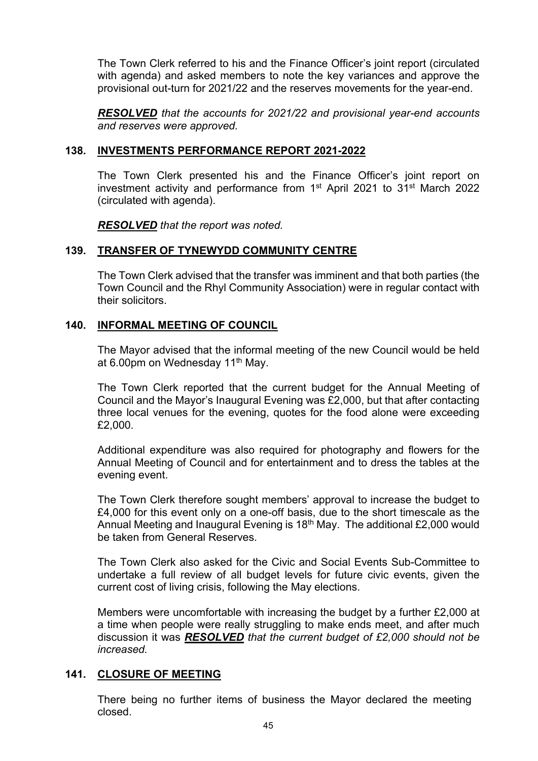The Town Clerk referred to his and the Finance Officer's joint report (circulated with agenda) and asked members to note the key variances and approve the provisional out-turn for 2021/22 and the reserves movements for the year-end.

***RESOLVED*** *that the accounts for 2021/22 and provisional year-end accounts and reserves were approved.*

## 138. INVESTMENTS PERFORMANCE REPORT 2021-2022

The Town Clerk presented his and the Finance Officer's joint report on investment activity and performance from 1st April 2021 to 31st March 2022 (circulated with agenda).

***RESOLVED*** *that the report was noted.*

## 139. TRANSFER OF TYNEWYDD COMMUNITY CENTRE

The Town Clerk advised that the transfer was imminent and that both parties (the Town Council and the Rhyl Community Association) were in regular contact with their solicitors.

## 140. INFORMAL MEETING OF COUNCIL

The Mayor advised that the informal meeting of the new Council would be held at 6.00pm on Wednesday 11th May.

The Town Clerk reported that the current budget for the Annual Meeting of Council and the Mayor's Inaugural Evening was £2,000, but that after contacting three local venues for the evening, quotes for the food alone were exceeding £2,000.

Additional expenditure was also required for photography and flowers for the Annual Meeting of Council and for entertainment and to dress the tables at the evening event.

The Town Clerk therefore sought members' approval to increase the budget to £4,000 for this event only on a one-off basis, due to the short timescale as the Annual Meeting and Inaugural Evening is 18th May. The additional £2,000 would be taken from General Reserves.

The Town Clerk also asked for the Civic and Social Events Sub-Committee to undertake a full review of all budget levels for future civic events, given the current cost of living crisis, following the May elections.

Members were uncomfortable with increasing the budget by a further £2,000 at a time when people were really struggling to make ends meet, and after much discussion it was ***RESOLVED*** *that the current budget of £2,000 should not be increased.*

## 141. CLOSURE OF MEETING

There being no further items of business the Mayor declared the meeting closed.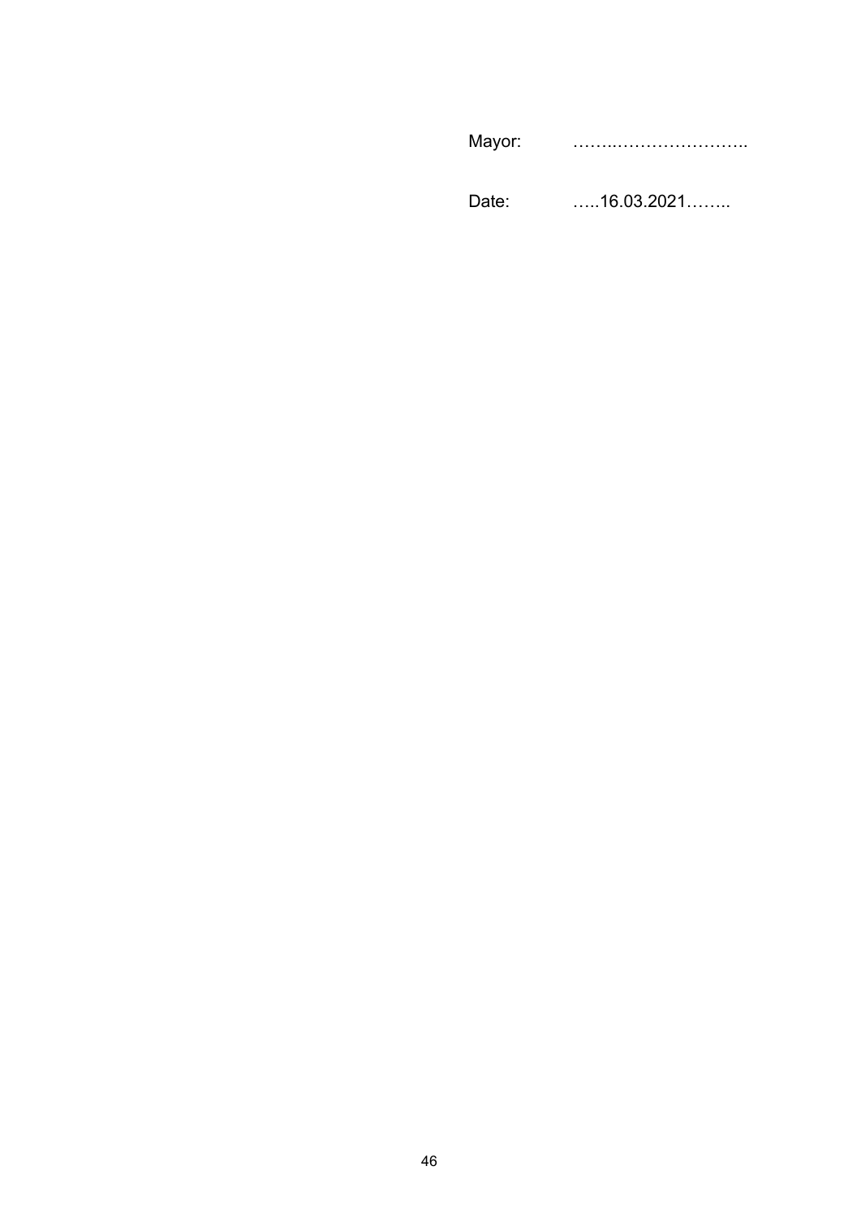Mayor: ……..…………………..

Date: …..16.03.2021……..